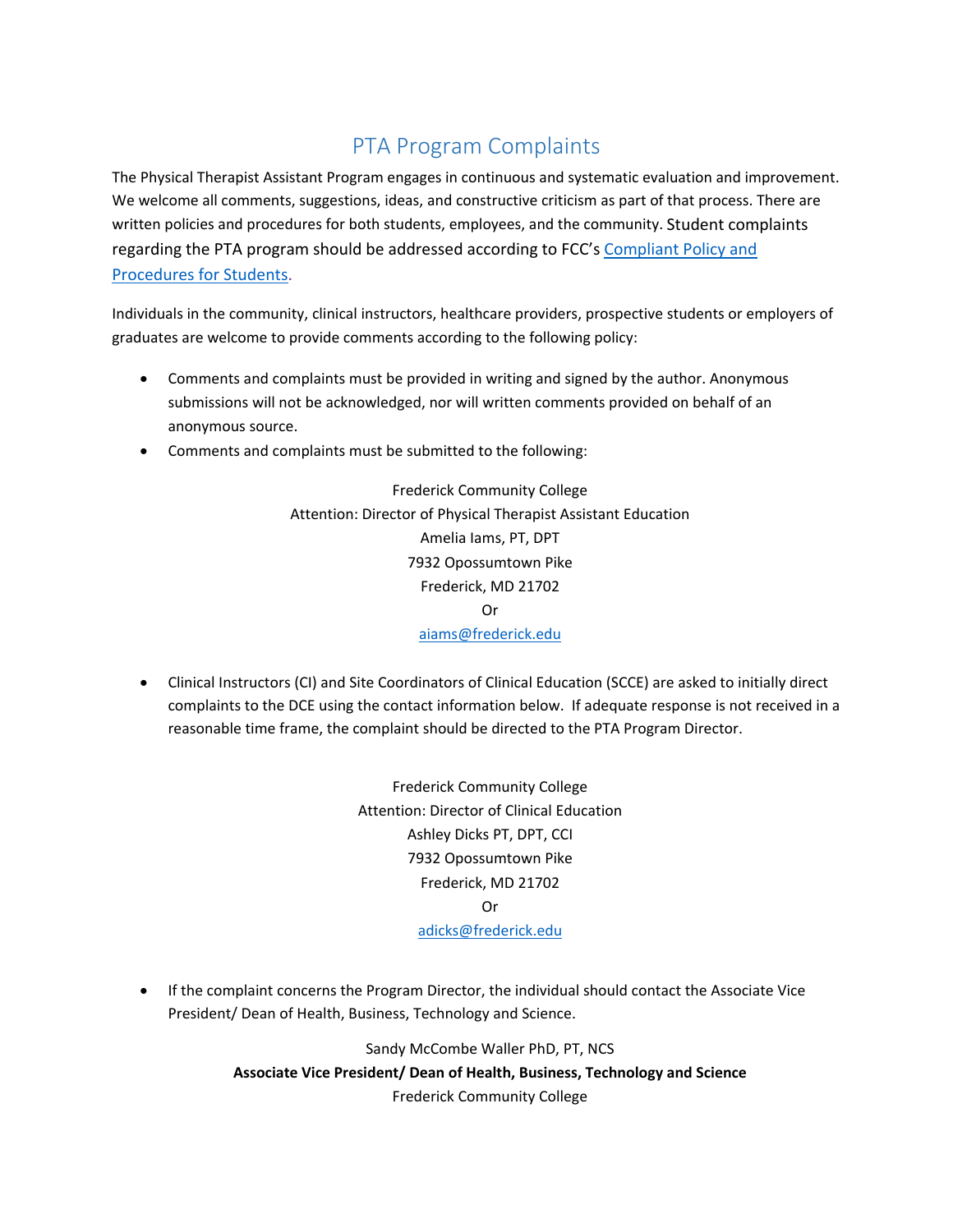# PTA Program Complaints

The Physical Therapist Assistant Program engages in continuous and systematic evaluation and improvement. We welcome all comments, suggestions, ideas, and constructive criticism as part of that process. There are written policies and procedures for both students, employees, and the community. Student complaints regarding the PTA program should be addressed according to FCC's [Compliant Policy and Procedures for Students](#).

Individuals in the community, clinical instructors, healthcare providers, prospective students or employers of graduates are welcome to provide comments according to the following policy:

- Comments and complaints must be provided in writing and signed by the author. Anonymous submissions will not be acknowledged, nor will written comments provided on behalf of an anonymous source.
- Comments and complaints must be submitted to the following:

  Frederick Community College  
  Attention: Director of Physical Therapist Assistant Education  
  Amelia Iams, PT, DPT  
  7932 Opossumtown Pike  
  Frederick, MD 21702  
  Or  
  aiams@frederick.edu

- Clinical Instructors (CI) and Site Coordinators of Clinical Education (SCCE) are asked to initially direct complaints to the DCE using the contact information below. If adequate response is not received in a reasonable time frame, the complaint should be directed to the PTA Program Director.

  Frederick Community College  
  Attention: Director of Clinical Education  
  Ashley Dicks PT, DPT, CCI  
  7932 Opossumtown Pike  
  Frederick, MD 21702  
  Or  
  adicks@frederick.edu

- If the complaint concerns the Program Director, the individual should contact the Associate Vice President/ Dean of Health, Business, Technology and Science.

  Sandy McCombe Waller PhD, PT, NCS  
  **Associate Vice President/ Dean of Health, Business, Technology and Science**  
  Frederick Community College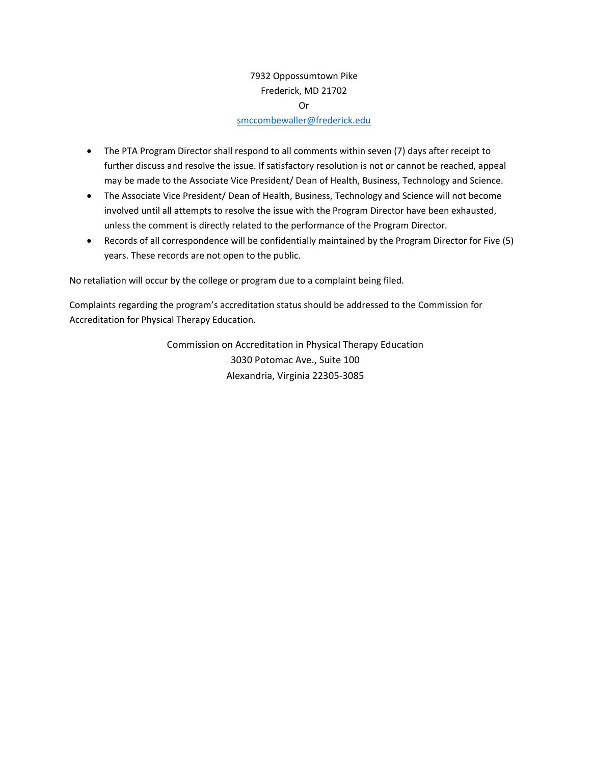7932 Oppossumtown Pike
Frederick, MD 21702
Or
smccombewaller@frederick.edu

- The PTA Program Director shall respond to all comments within seven (7) days after receipt to further discuss and resolve the issue. If satisfactory resolution is not or cannot be reached, appeal may be made to the Associate Vice President/ Dean of Health, Business, Technology and Science.
- The Associate Vice President/ Dean of Health, Business, Technology and Science will not become involved until all attempts to resolve the issue with the Program Director have been exhausted, unless the comment is directly related to the performance of the Program Director.
- Records of all correspondence will be confidentially maintained by the Program Director for Five (5) years. These records are not open to the public.

No retaliation will occur by the college or program due to a complaint being filed.

Complaints regarding the program's accreditation status should be addressed to the Commission for Accreditation for Physical Therapy Education.

Commission on Accreditation in Physical Therapy Education
3030 Potomac Ave., Suite 100
Alexandria, Virginia 22305-3085